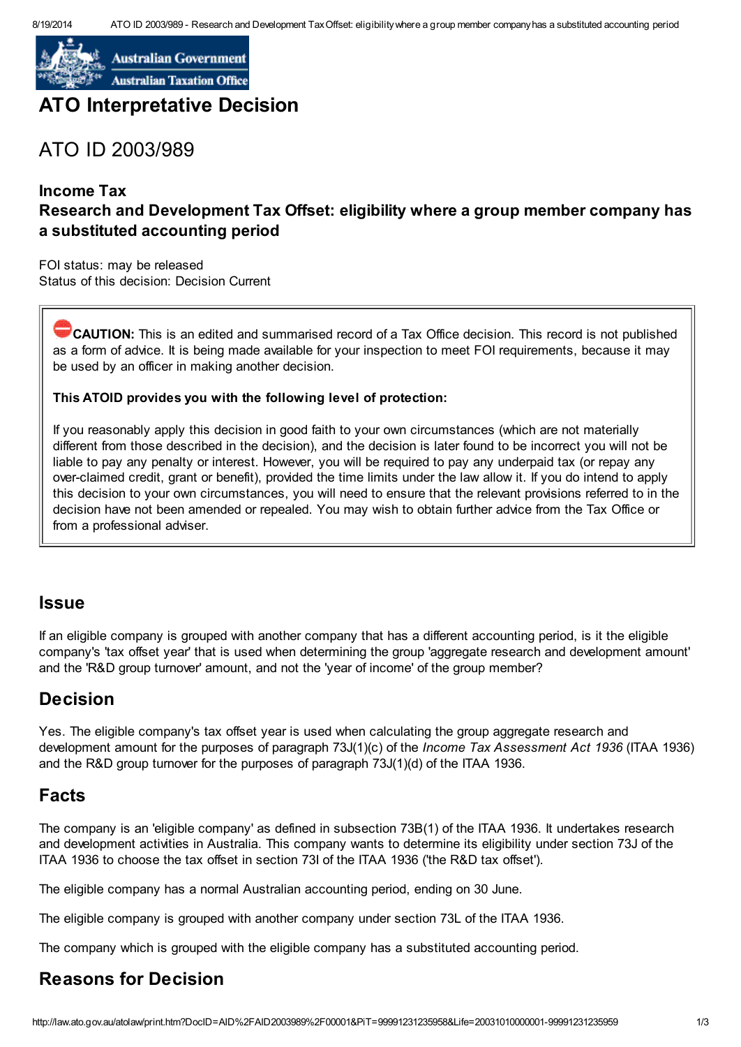# ATO Interpretative Decision

## ATO ID 2003/989

### Income Tax

### Research and Development Tax Offset: eligibility where a group member company has a substituted accounting period

FOI status: may be released
Status of this decision: Decision Current

> **CAUTION:** This is an edited and summarised record of a Tax Office decision. This record is not published as a form of advice. It is being made available for your inspection to meet FOI requirements, because it may be used by an officer in making another decision.
>
> **This ATOID provides you with the following level of protection:**
>
> If you reasonably apply this decision in good faith to your own circumstances (which are not materially different from those described in the decision), and the decision is later found to be incorrect you will not be liable to pay any penalty or interest. However, you will be required to pay any underpaid tax (or repay any over-claimed credit, grant or benefit), provided the time limits under the law allow it. If you do intend to apply this decision to your own circumstances, you will need to ensure that the relevant provisions referred to in the decision have not been amended or repealed. You may wish to obtain further advice from the Tax Office or from a professional adviser.

## Issue

If an eligible company is grouped with another company that has a different accounting period, is it the eligible company's 'tax offset year' that is used when determining the group 'aggregate research and development amount' and the 'R&D group turnover' amount, and not the 'year of income' of the group member?

## Decision

Yes. The eligible company's tax offset year is used when calculating the group aggregate research and development amount for the purposes of paragraph 73J(1)(c) of the *Income Tax Assessment Act 1936* (ITAA 1936) and the R&D group turnover for the purposes of paragraph 73J(1)(d) of the ITAA 1936.

## Facts

The company is an 'eligible company' as defined in subsection 73B(1) of the ITAA 1936. It undertakes research and development activities in Australia. This company wants to determine its eligibility under section 73J of the ITAA 1936 to choose the tax offset in section 73I of the ITAA 1936 ('the R&D tax offset').

The eligible company has a normal Australian accounting period, ending on 30 June.

The eligible company is grouped with another company under section 73L of the ITAA 1936.

The company which is grouped with the eligible company has a substituted accounting period.

## Reasons for Decision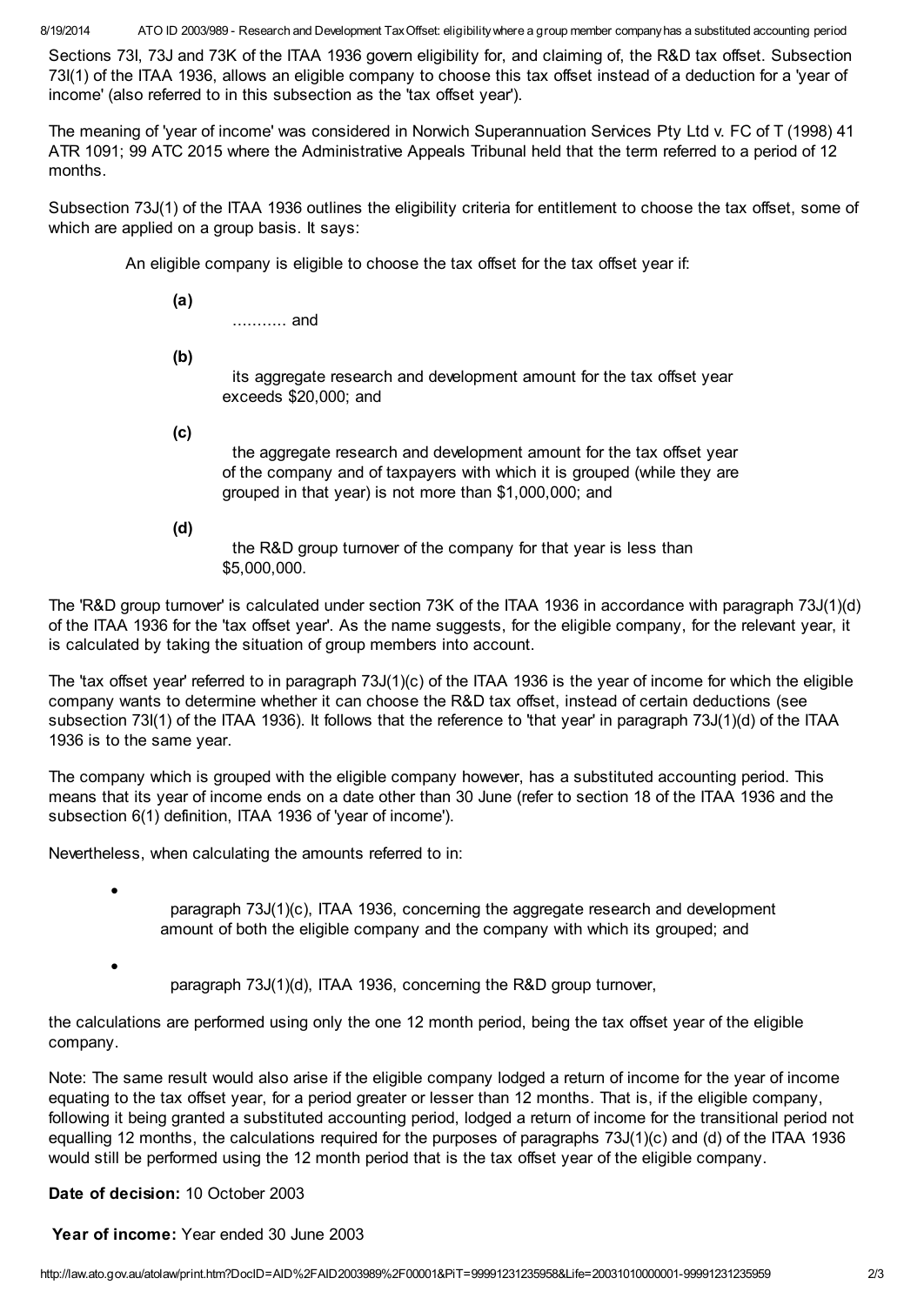Sections 73I, 73J and 73K of the ITAA 1936 govern eligibility for, and claiming of, the R&D tax offset. Subsection 73I(1) of the ITAA 1936, allows an eligible company to choose this tax offset instead of a deduction for a 'year of income' (also referred to in this subsection as the 'tax offset year').

The meaning of 'year of income' was considered in Norwich Superannuation Services Pty Ltd v. FC of T (1998) 41 ATR 1091; 99 ATC 2015 where the Administrative Appeals Tribunal held that the term referred to a period of 12 months.

Subsection 73J(1) of the ITAA 1936 outlines the eligibility criteria for entitlement to choose the tax offset, some of which are applied on a group basis. It says:

> An eligible company is eligible to choose the tax offset for the tax offset year if:
>
> **(a)** ……….. and
>
> **(b)** its aggregate research and development amount for the tax offset year exceeds $20,000; and
>
> **(c)** the aggregate research and development amount for the tax offset year of the company and of taxpayers with which it is grouped (while they are grouped in that year) is not more than $1,000,000; and
>
> **(d)** the R&D group turnover of the company for that year is less than $5,000,000.

The 'R&D group turnover' is calculated under section 73K of the ITAA 1936 in accordance with paragraph 73J(1)(d) of the ITAA 1936 for the 'tax offset year'. As the name suggests, for the eligible company, for the relevant year, it is calculated by taking the situation of group members into account.

The 'tax offset year' referred to in paragraph 73J(1)(c) of the ITAA 1936 is the year of income for which the eligible company wants to determine whether it can choose the R&D tax offset, instead of certain deductions (see subsection 73I(1) of the ITAA 1936). It follows that the reference to 'that year' in paragraph 73J(1)(d) of the ITAA 1936 is to the same year.

The company which is grouped with the eligible company however, has a substituted accounting period. This means that its year of income ends on a date other than 30 June (refer to section 18 of the ITAA 1936 and the subsection 6(1) definition, ITAA 1936 of 'year of income').

Nevertheless, when calculating the amounts referred to in:

- paragraph 73J(1)(c), ITAA 1936, concerning the aggregate research and development amount of both the eligible company and the company with which its grouped; and
- paragraph 73J(1)(d), ITAA 1936, concerning the R&D group turnover,

the calculations are performed using only the one 12 month period, being the tax offset year of the eligible company.

Note: The same result would also arise if the eligible company lodged a return of income for the year of income equating to the tax offset year, for a period greater or lesser than 12 months. That is, if the eligible company, following it being granted a substituted accounting period, lodged a return of income for the transitional period not equalling 12 months, the calculations required for the purposes of paragraphs 73J(1)(c) and (d) of the ITAA 1936 would still be performed using the 12 month period that is the tax offset year of the eligible company.

**Date of decision:** 10 October 2003

**Year of income:** Year ended 30 June 2003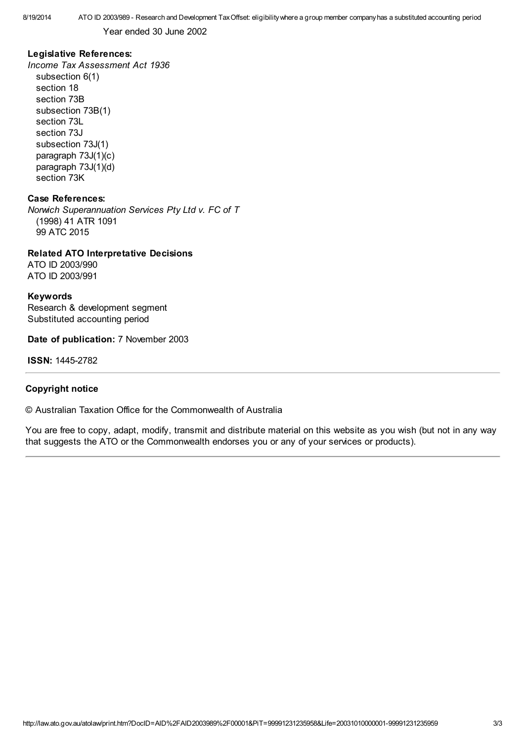Year ended 30 June 2002

**Legislative References:**

*Income Tax Assessment Act 1936*
- subsection 6(1)
- section 18
- section 73B
- subsection 73B(1)
- section 73L
- section 73J
- subsection 73J(1)
- paragraph 73J(1)(c)
- paragraph 73J(1)(d)
- section 73K

**Case References:**

*Norwich Superannuation Services Pty Ltd v. FC of T*
- (1998) 41 ATR 1091
- 99 ATC 2015

**Related ATO Interpretative Decisions**

ATO ID 2003/990
ATO ID 2003/991

**Keywords**

Research & development segment
Substituted accounting period

**Date of publication:** 7 November 2003

**ISSN:** 1445-2782

---

**Copyright notice**

© Australian Taxation Office for the Commonwealth of Australia

You are free to copy, adapt, modify, transmit and distribute material on this website as you wish (but not in any way that suggests the ATO or the Commonwealth endorses you or any of your services or products).